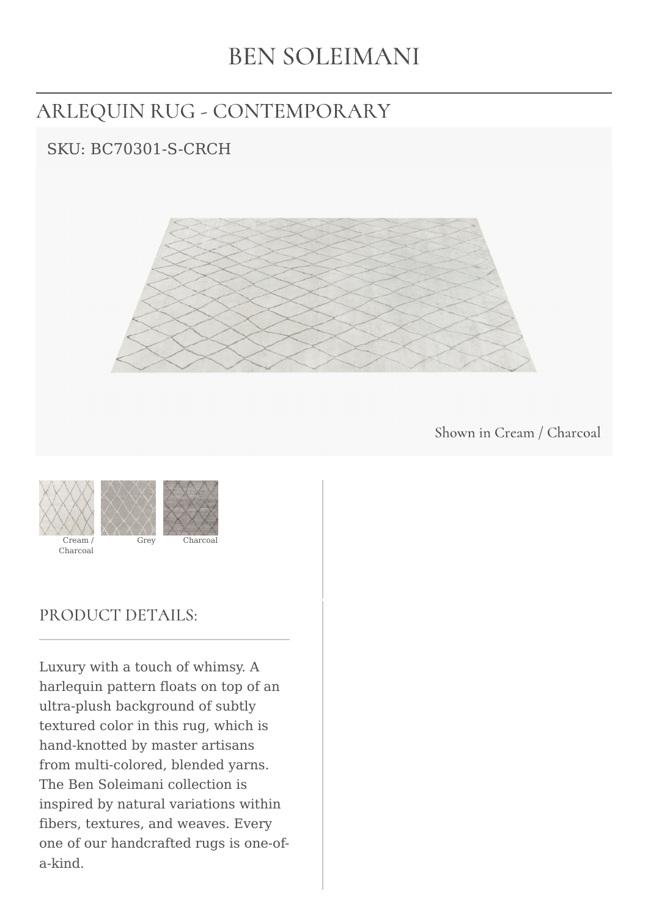# BEN SOLEIMANI

## ARLEQUIN RUG - CONTEMPORARY

SKU: BC70301-S-CRCH

Shown in Cream / Charcoal

Cream / Charcoal

Grey

Charcoal

### PRODUCT DETAILS:

Luxury with a touch of whimsy. A harlequin pattern floats on top of an ultra-plush background of subtly textured color in this rug, which is hand-knotted by master artisans from multi-colored, blended yarns. The Ben Soleimani collection is inspired by natural variations within fibers, textures, and weaves. Every one of our handcrafted rugs is one-of-a-kind.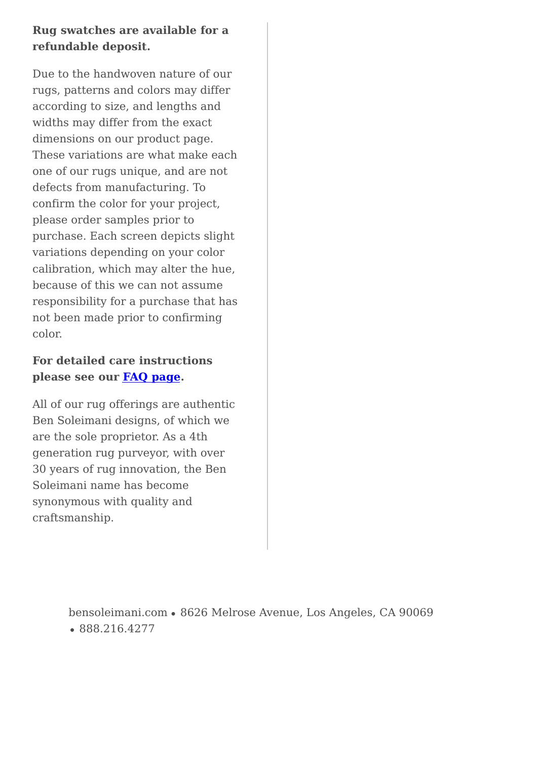**Rug swatches are available for a refundable deposit.**

Due to the handwoven nature of our rugs, patterns and colors may differ according to size, and lengths and widths may differ from the exact dimensions on our product page. These variations are what make each one of our rugs unique, and are not defects from manufacturing. To confirm the color for your project, please order samples prior to purchase. Each screen depicts slight variations depending on your color calibration, which may alter the hue, because of this we can not assume responsibility for a purchase that has not been made prior to confirming color.

**For detailed care instructions please see our FAQ page.**

All of our rug offerings are authentic Ben Soleimani designs, of which we are the sole proprietor. As a 4th generation rug purveyor, with over 30 years of rug innovation, the Ben Soleimani name has become synonymous with quality and craftsmanship.

bensoleimani.com • 8626 Melrose Avenue, Los Angeles, CA 90069 • 888.216.4277